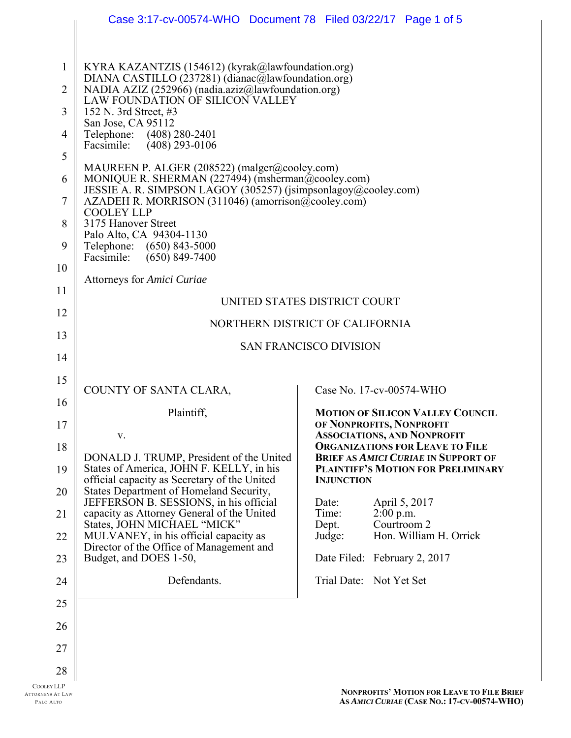KYRA KAZANTZIS (154612) (kyrak@lawfoundation.org)
DIANA CASTILLO (237281) (dianac@lawfoundation.org)
NADIA AZIZ (252966) (nadia.aziz@lawfoundation.org)
LAW FOUNDATION OF SILICON VALLEY
152 N. 3rd Street, #3
San Jose, CA 95112
Telephone: (408) 280-2401
Facsimile: (408) 293-0106

MAUREEN P. ALGER (208522) (malger@cooley.com)
MONIQUE R. SHERMAN (227494) (msherman@cooley.com)
JESSIE A. R. SIMPSON LAGOY (305257) (jsimpsonlagoy@cooley.com)
AZADEH R. MORRISON (311046) (amorrison@cooley.com)
COOLEY LLP
3175 Hanover Street
Palo Alto, CA 94304-1130
Telephone: (650) 843-5000
Facsimile: (650) 849-7400

Attorneys for *Amici Curiae*

UNITED STATES DISTRICT COURT

NORTHERN DISTRICT OF CALIFORNIA

SAN FRANCISCO DIVISION

COUNTY OF SANTA CLARA,

Plaintiff,

v.

DONALD J. TRUMP, President of the United States of America, JOHN F. KELLY, in his official capacity as Secretary of the United States Department of Homeland Security, JEFFERSON B. SESSIONS, in his official capacity as Attorney General of the United States, JOHN MICHAEL "MICK" MULVANEY, in his official capacity as Director of the Office of Management and Budget, and DOES 1-50,

Defendants.

Case No. 17-cv-00574-WHO

**MOTION OF SILICON VALLEY COUNCIL OF NONPROFITS, NONPROFIT ASSOCIATIONS, AND NONPROFIT ORGANIZATIONS FOR LEAVE TO FILE BRIEF AS *AMICI CURIAE* IN SUPPORT OF PLAINTIFF'S MOTION FOR PRELIMINARY INJUNCTION**

Date: April 5, 2017
Time: 2:00 p.m.
Dept. Courtroom 2
Judge: Hon. William H. Orrick

Date Filed: February 2, 2017

Trial Date: Not Yet Set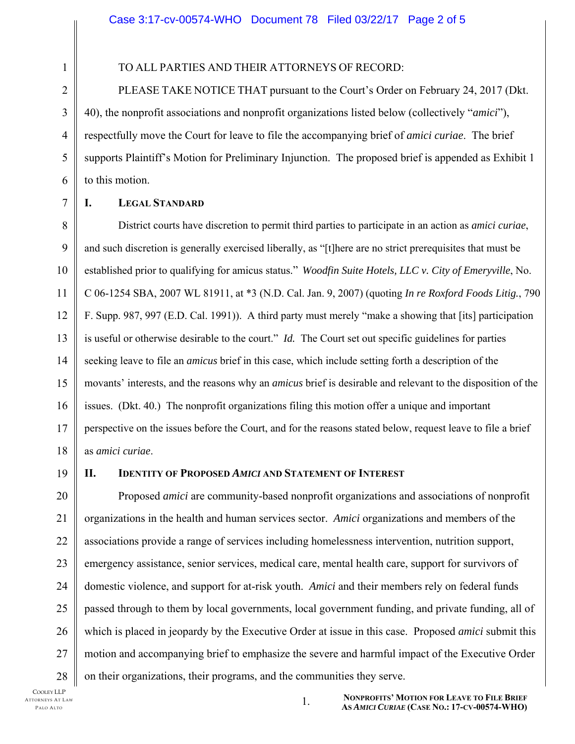TO ALL PARTIES AND THEIR ATTORNEYS OF RECORD:

PLEASE TAKE NOTICE THAT pursuant to the Court's Order on February 24, 2017 (Dkt. 40), the nonprofit associations and nonprofit organizations listed below (collectively "*amici*"), respectfully move the Court for leave to file the accompanying brief of *amici curiae*. The brief supports Plaintiff's Motion for Preliminary Injunction. The proposed brief is appended as Exhibit 1 to this motion.

## I. LEGAL STANDARD

District courts have discretion to permit third parties to participate in an action as *amici curiae*, and such discretion is generally exercised liberally, as "[t]here are no strict prerequisites that must be established prior to qualifying for amicus status." *Woodfin Suite Hotels, LLC v. City of Emeryville*, No. C 06-1254 SBA, 2007 WL 81911, at *3 (N.D. Cal. Jan. 9, 2007) (quoting *In re Roxford Foods Litig.*, 790 F. Supp. 987, 997 (E.D. Cal. 1991)). A third party must merely "make a showing that [its] participation is useful or otherwise desirable to the court." *Id.* The Court set out specific guidelines for parties seeking leave to file an *amicus* brief in this case, which include setting forth a description of the movants' interests, and the reasons why an *amicus* brief is desirable and relevant to the disposition of the issues. (Dkt. 40.) The nonprofit organizations filing this motion offer a unique and important perspective on the issues before the Court, and for the reasons stated below, request leave to file a brief as *amici curiae*.

## II. IDENTITY OF PROPOSED *AMICI* AND STATEMENT OF INTEREST

Proposed *amici* are community-based nonprofit organizations and associations of nonprofit organizations in the health and human services sector. *Amici* organizations and members of the associations provide a range of services including homelessness intervention, nutrition support, emergency assistance, senior services, medical care, mental health care, support for survivors of domestic violence, and support for at-risk youth. *Amici* and their members rely on federal funds passed through to them by local governments, local government funding, and private funding, all of which is placed in jeopardy by the Executive Order at issue in this case. Proposed *amici* submit this motion and accompanying brief to emphasize the severe and harmful impact of the Executive Order on their organizations, their programs, and the communities they serve.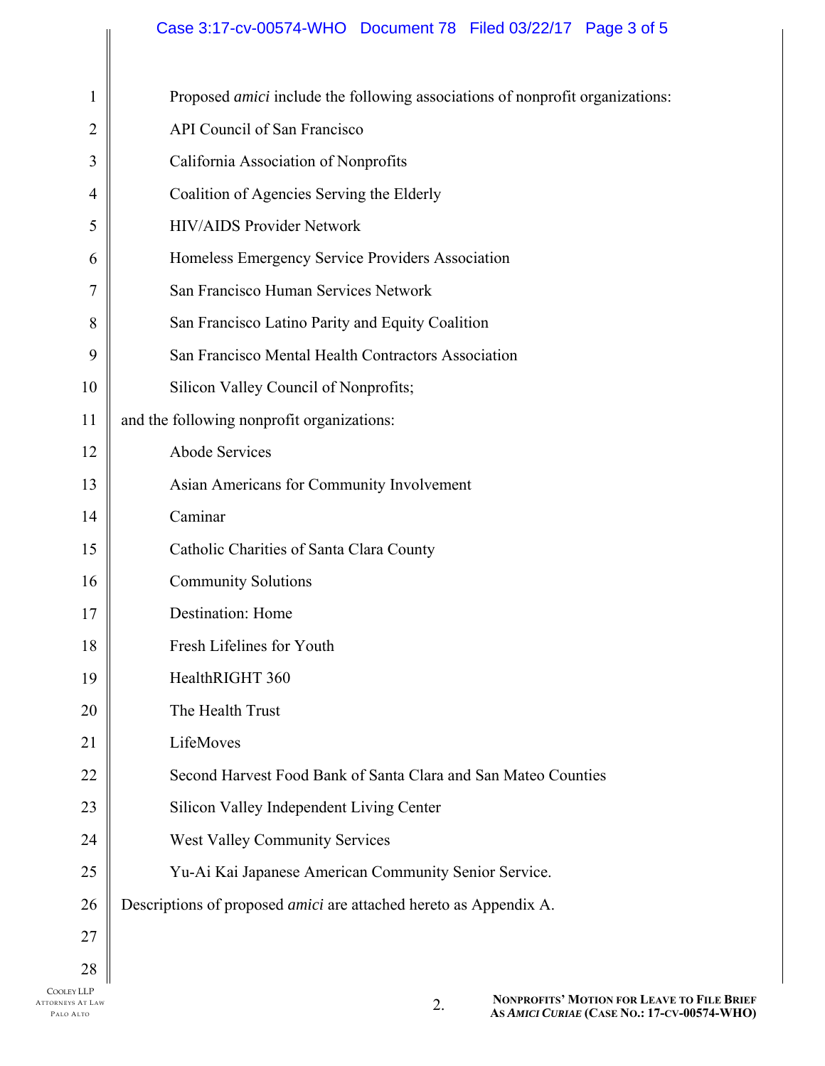Proposed *amici* include the following associations of nonprofit organizations:

API Council of San Francisco

California Association of Nonprofits

Coalition of Agencies Serving the Elderly

HIV/AIDS Provider Network

Homeless Emergency Service Providers Association

San Francisco Human Services Network

San Francisco Latino Parity and Equity Coalition

San Francisco Mental Health Contractors Association

Silicon Valley Council of Nonprofits;

and the following nonprofit organizations:

Abode Services

Asian Americans for Community Involvement

Caminar

Catholic Charities of Santa Clara County

Community Solutions

Destination: Home

Fresh Lifelines for Youth

HealthRIGHT 360

The Health Trust

LifeMoves

Second Harvest Food Bank of Santa Clara and San Mateo Counties

Silicon Valley Independent Living Center

West Valley Community Services

Yu-Ai Kai Japanese American Community Senior Service.

Descriptions of proposed *amici* are attached hereto as Appendix A.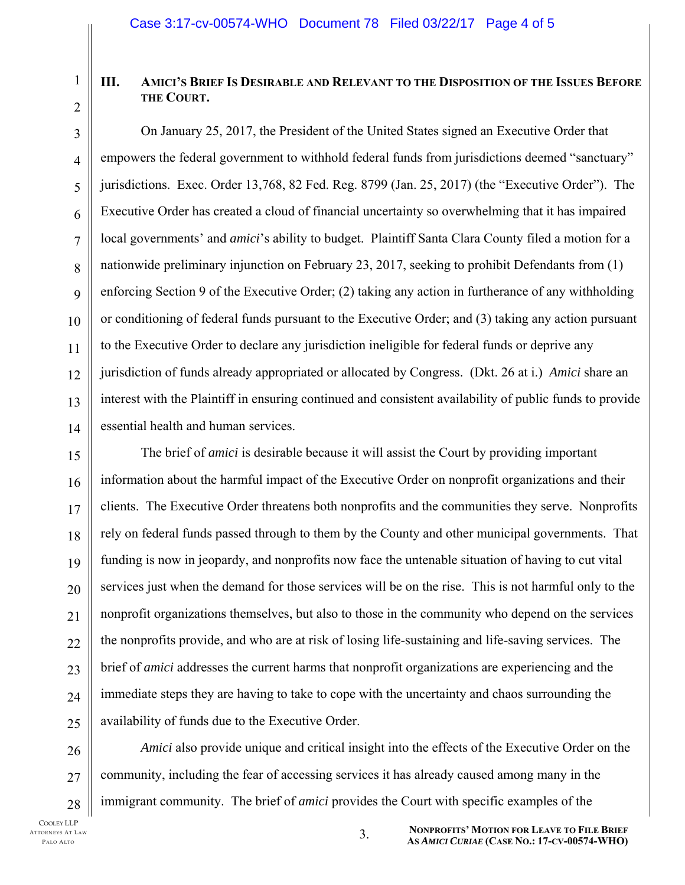## III. Amici's Brief Is Desirable and Relevant to the Disposition of the Issues Before the Court.

On January 25, 2017, the President of the United States signed an Executive Order that empowers the federal government to withhold federal funds from jurisdictions deemed "sanctuary" jurisdictions. Exec. Order 13,768, 82 Fed. Reg. 8799 (Jan. 25, 2017) (the "Executive Order"). The Executive Order has created a cloud of financial uncertainty so overwhelming that it has impaired local governments' and *amici*'s ability to budget. Plaintiff Santa Clara County filed a motion for a nationwide preliminary injunction on February 23, 2017, seeking to prohibit Defendants from (1) enforcing Section 9 of the Executive Order; (2) taking any action in furtherance of any withholding or conditioning of federal funds pursuant to the Executive Order; and (3) taking any action pursuant to the Executive Order to declare any jurisdiction ineligible for federal funds or deprive any jurisdiction of funds already appropriated or allocated by Congress. (Dkt. 26 at i.) *Amici* share an interest with the Plaintiff in ensuring continued and consistent availability of public funds to provide essential health and human services.

The brief of *amici* is desirable because it will assist the Court by providing important information about the harmful impact of the Executive Order on nonprofit organizations and their clients. The Executive Order threatens both nonprofits and the communities they serve. Nonprofits rely on federal funds passed through to them by the County and other municipal governments. That funding is now in jeopardy, and nonprofits now face the untenable situation of having to cut vital services just when the demand for those services will be on the rise. This is not harmful only to the nonprofit organizations themselves, but also to those in the community who depend on the services the nonprofits provide, and who are at risk of losing life-sustaining and life-saving services. The brief of *amici* addresses the current harms that nonprofit organizations are experiencing and the immediate steps they are having to take to cope with the uncertainty and chaos surrounding the availability of funds due to the Executive Order.

*Amici* also provide unique and critical insight into the effects of the Executive Order on the community, including the fear of accessing services it has already caused among many in the immigrant community. The brief of *amici* provides the Court with specific examples of the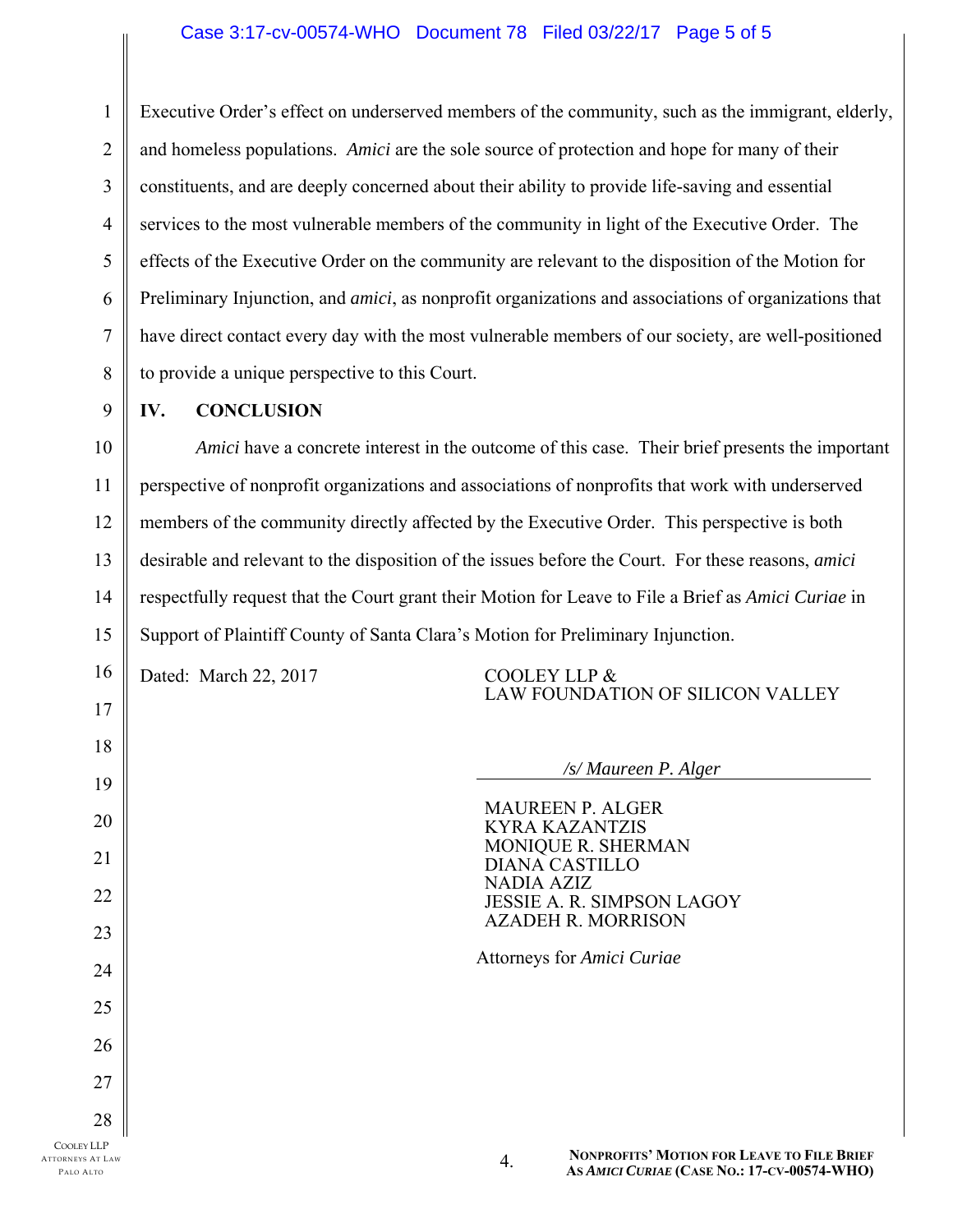Executive Order's effect on underserved members of the community, such as the immigrant, elderly, and homeless populations. *Amici* are the sole source of protection and hope for many of their constituents, and are deeply concerned about their ability to provide life-saving and essential services to the most vulnerable members of the community in light of the Executive Order. The effects of the Executive Order on the community are relevant to the disposition of the Motion for Preliminary Injunction, and *amici*, as nonprofit organizations and associations of organizations that have direct contact every day with the most vulnerable members of our society, are well-positioned to provide a unique perspective to this Court.

## IV. CONCLUSION

*Amici* have a concrete interest in the outcome of this case. Their brief presents the important perspective of nonprofit organizations and associations of nonprofits that work with underserved members of the community directly affected by the Executive Order. This perspective is both desirable and relevant to the disposition of the issues before the Court. For these reasons, *amici* respectfully request that the Court grant their Motion for Leave to File a Brief as *Amici Curiae* in Support of Plaintiff County of Santa Clara's Motion for Preliminary Injunction.

Dated: March 22, 2017

COOLEY LLP &
LAW FOUNDATION OF SILICON VALLEY

*/s/ Maureen P. Alger*

MAUREEN P. ALGER
KYRA KAZANTZIS
MONIQUE R. SHERMAN
DIANA CASTILLO
NADIA AZIZ
JESSIE A. R. SIMPSON LAGOY
AZADEH R. MORRISON

Attorneys for *Amici Curiae*